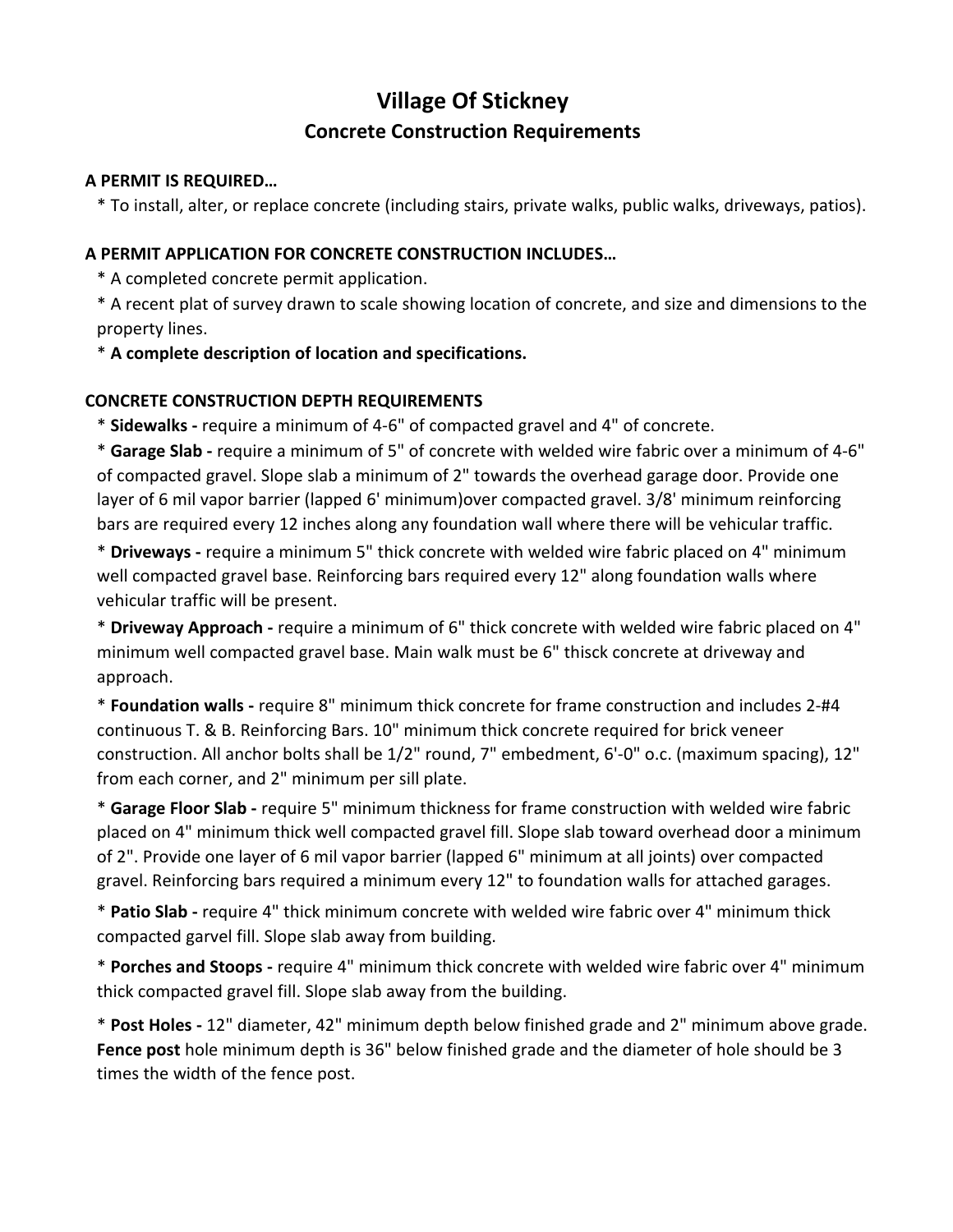# Village Of Stickney

## Concrete Construction Requirements

**A PERMIT IS REQUIRED…**

* To install, alter, or replace concrete (including stairs, private walks, public walks, driveways, patios).

**A PERMIT APPLICATION FOR CONCRETE CONSTRUCTION INCLUDES…**

* A completed concrete permit application.
* A recent plat of survey drawn to scale showing location of concrete, and size and dimensions to the property lines.
* **A complete description of location and specifications.**

**CONCRETE CONSTRUCTION DEPTH REQUIREMENTS**

* **Sidewalks -** require a minimum of 4-6" of compacted gravel and 4" of concrete.
* **Garage Slab -** require a minimum of 5" of concrete with welded wire fabric over a minimum of 4-6" of compacted gravel. Slope slab a minimum of 2" towards the overhead garage door. Provide one layer of 6 mil vapor barrier (lapped 6' minimum)over compacted gravel. 3/8' minimum reinforcing bars are required every 12 inches along any foundation wall where there will be vehicular traffic.
* **Driveways -** require a minimum 5" thick concrete with welded wire fabric placed on 4" minimum well compacted gravel base. Reinforcing bars required every 12" along foundation walls where vehicular traffic will be present.
* **Driveway Approach -** require a minimum of 6" thick concrete with welded wire fabric placed on 4" minimum well compacted gravel base. Main walk must be 6" thisck concrete at driveway and approach.
* **Foundation walls -** require 8" minimum thick concrete for frame construction and includes 2-#4 continuous T. & B. Reinforcing Bars. 10" minimum thick concrete required for brick veneer construction. All anchor bolts shall be 1/2" round, 7" embedment, 6'-0" o.c. (maximum spacing), 12" from each corner, and 2" minimum per sill plate.
* **Garage Floor Slab -** require 5" minimum thickness for frame construction with welded wire fabric placed on 4" minimum thick well compacted gravel fill. Slope slab toward overhead door a minimum of 2". Provide one layer of 6 mil vapor barrier (lapped 6" minimum at all joints) over compacted gravel. Reinforcing bars required a minimum every 12" to foundation walls for attached garages.
* **Patio Slab -** require 4" thick minimum concrete with welded wire fabric over 4" minimum thick compacted garvel fill. Slope slab away from building.
* **Porches and Stoops -** require 4" minimum thick concrete with welded wire fabric over 4" minimum thick compacted gravel fill. Slope slab away from the building.
* **Post Holes -** 12" diameter, 42" minimum depth below finished grade and 2" minimum above grade. **Fence post** hole minimum depth is 36" below finished grade and the diameter of hole should be 3 times the width of the fence post.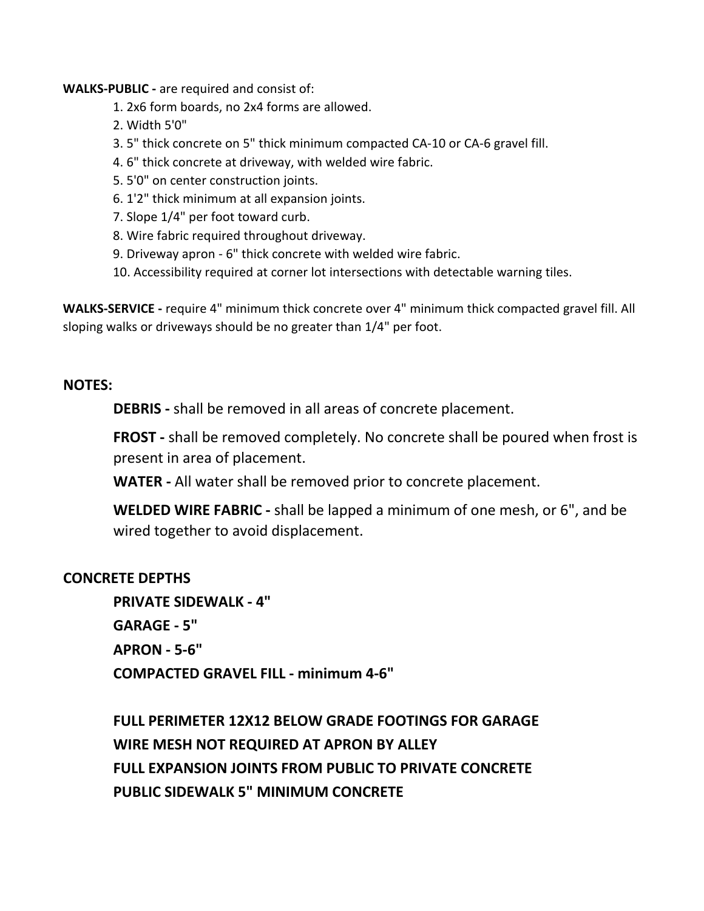**WALKS-PUBLIC -** are required and consist of:

1. 2x6 form boards, no 2x4 forms are allowed.
2. Width 5'0"
3. 5" thick concrete on 5" thick minimum compacted CA-10 or CA-6 gravel fill.
4. 6" thick concrete at driveway, with welded wire fabric.
5. 5'0" on center construction joints.
6. 1'2" thick minimum at all expansion joints.
7. Slope 1/4" per foot toward curb.
8. Wire fabric required throughout driveway.
9. Driveway apron - 6" thick concrete with welded wire fabric.
10. Accessibility required at corner lot intersections with detectable warning tiles.

**WALKS-SERVICE -** require 4" minimum thick concrete over 4" minimum thick compacted gravel fill. All sloping walks or driveways should be no greater than 1/4" per foot.

**NOTES:**

**DEBRIS -** shall be removed in all areas of concrete placement.

**FROST -** shall be removed completely. No concrete shall be poured when frost is present in area of placement.

**WATER -** All water shall be removed prior to concrete placement.

**WELDED WIRE FABRIC -** shall be lapped a minimum of one mesh, or 6", and be wired together to avoid displacement.

**CONCRETE DEPTHS**

**PRIVATE SIDEWALK - 4"**

**GARAGE - 5"**

**APRON - 5-6"**

**COMPACTED GRAVEL FILL - minimum 4-6"**

**FULL PERIMETER 12X12 BELOW GRADE FOOTINGS FOR GARAGE**

**WIRE MESH NOT REQUIRED AT APRON BY ALLEY**

**FULL EXPANSION JOINTS FROM PUBLIC TO PRIVATE CONCRETE**

**PUBLIC SIDEWALK 5" MINIMUM CONCRETE**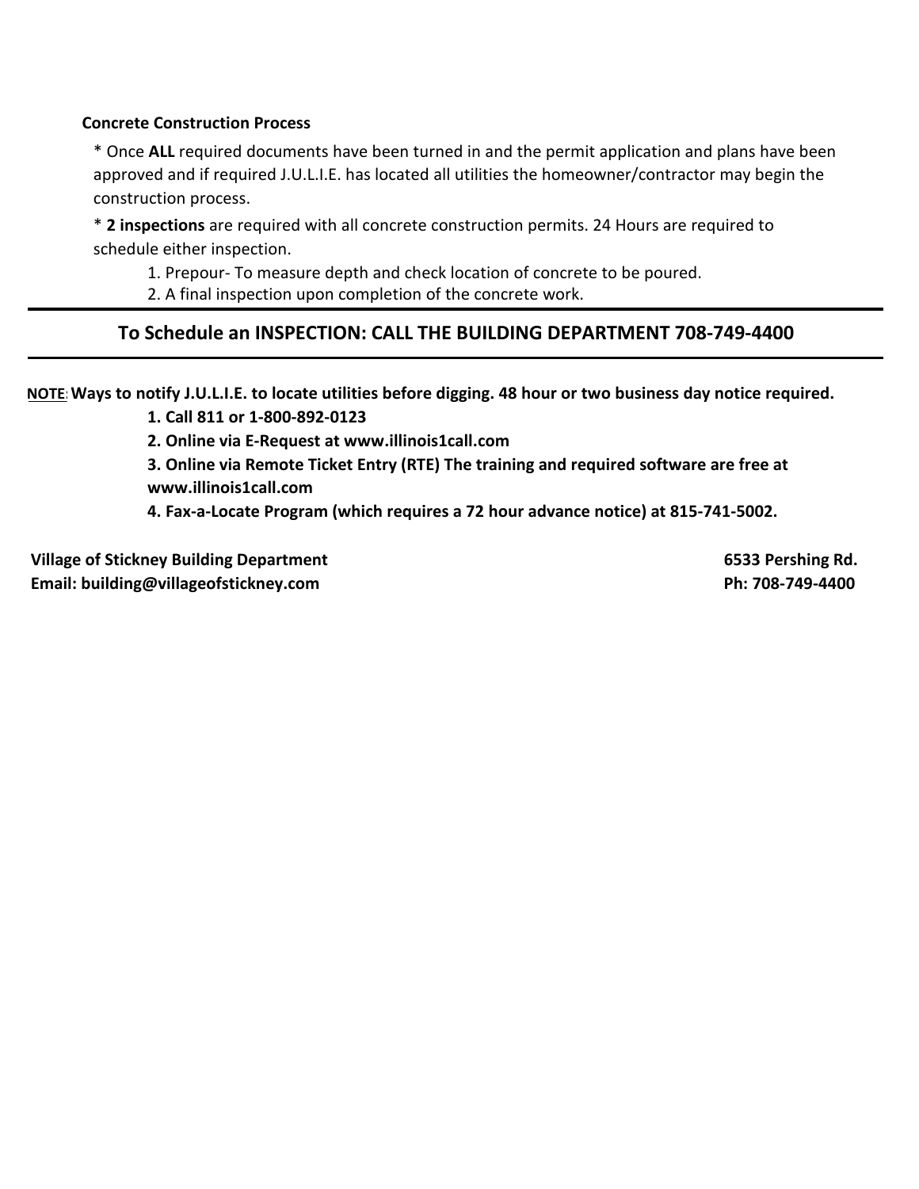**Concrete Construction Process**

* Once **ALL** required documents have been turned in and the permit application and plans have been approved and if required J.U.L.I.E. has located all utilities the homeowner/contractor may begin the construction process.

* **2 inspections** are required with all concrete construction permits. 24 Hours are required to schedule either inspection.

1. Prepour- To measure depth and check location of concrete to be poured.
2. A final inspection upon completion of the concrete work.

---

## To Schedule an INSPECTION: CALL THE BUILDING DEPARTMENT 708-749-4400

---

<u>**NOTE:**</u> **Ways to notify J.U.L.I.E. to locate utilities before digging. 48 hour or two business day notice required.**

**1. Call 811 or 1-800-892-0123**

**2. Online via E-Request at www.illinois1call.com**

**3. Online via Remote Ticket Entry (RTE) The training and required software are free at www.illinois1call.com**

**4. Fax-a-Locate Program (which requires a 72 hour advance notice) at 815-741-5002.**

**Village of Stickney Building Department** — **6533 Pershing Rd.**

**Email: building@villageofstickney.com** — **Ph: 708-749-4400**